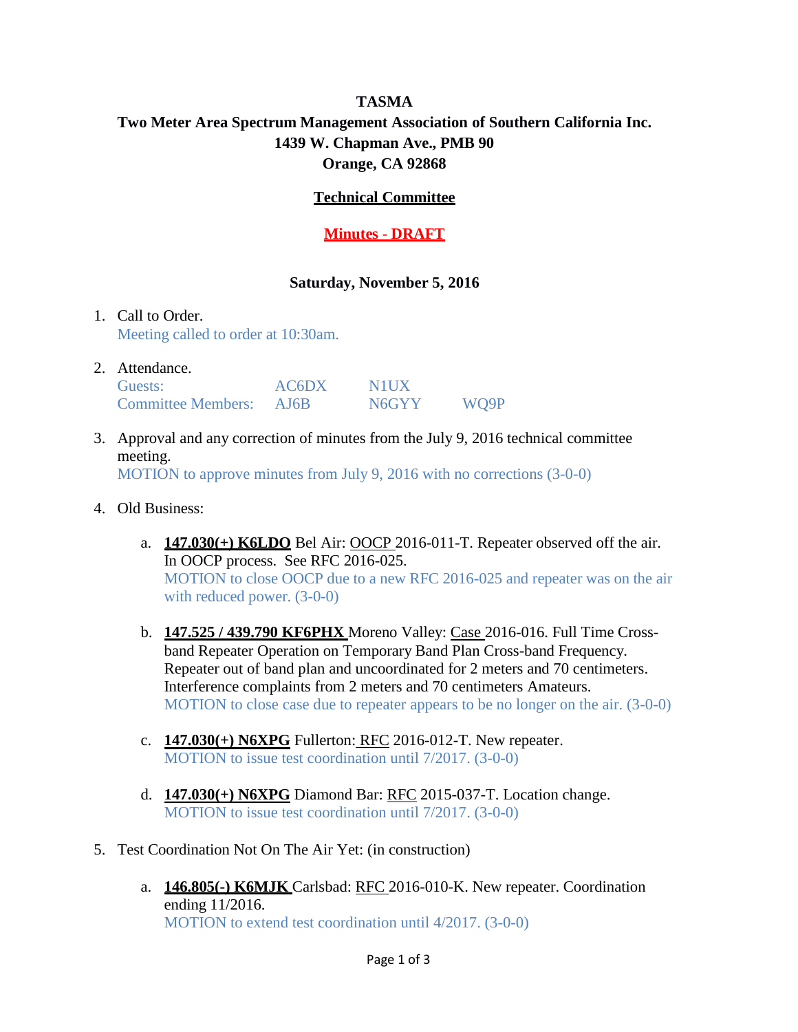**TASMA**

**Two Meter Area Spectrum Management Association of Southern California Inc.**

**1439 W. Chapman Ave., PMB 90**

**Orange, CA 92868**

## Technical Committee

## Minutes - DRAFT

**Saturday, November 5, 2016**

1. Call to Order.
   Meeting called to order at 10:30am.

2. Attendance.

   | | | | |
   |---|---|---|---|
   | Guests: | AC6DX | N1UX | |
   | Committee Members: | AJ6B | N6GYY | WQ9P |

3. Approval and any correction of minutes from the July 9, 2016 technical committee meeting.
   MOTION to approve minutes from July 9, 2016 with no corrections (3-0-0)

4. Old Business:

   a. **147.030(+) K6LDO** Bel Air: OOCP 2016-011-T. Repeater observed off the air. In OOCP process. See RFC 2016-025.
   MOTION to close OOCP due to a new RFC 2016-025 and repeater was on the air with reduced power. (3-0-0)

   b. **147.525 / 439.790 KF6PHX** Moreno Valley: Case 2016-016. Full Time Cross-band Repeater Operation on Temporary Band Plan Cross-band Frequency. Repeater out of band plan and uncoordinated for 2 meters and 70 centimeters. Interference complaints from 2 meters and 70 centimeters Amateurs.
   MOTION to close case due to repeater appears to be no longer on the air. (3-0-0)

   c. **147.030(+) N6XPG** Fullerton: RFC 2016-012-T. New repeater.
   MOTION to issue test coordination until 7/2017. (3-0-0)

   d. **147.030(+) N6XPG** Diamond Bar: RFC 2015-037-T. Location change.
   MOTION to issue test coordination until 7/2017. (3-0-0)

5. Test Coordination Not On The Air Yet: (in construction)

   a. **146.805(-) K6MJK** Carlsbad: RFC 2016-010-K. New repeater. Coordination ending 11/2016.
   MOTION to extend test coordination until 4/2017. (3-0-0)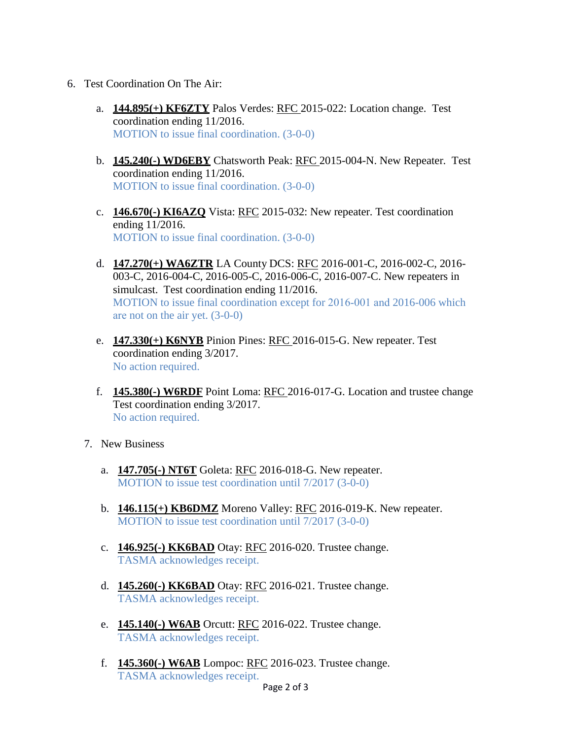6. Test Coordination On The Air:

   a. **144.895(+) KF6ZTY** Palos Verdes: RFC 2015-022: Location change. Test coordination ending 11/2016.
      MOTION to issue final coordination. (3-0-0)

   b. **145.240(-) WD6EBY** Chatsworth Peak: RFC 2015-004-N. New Repeater. Test coordination ending 11/2016.
      MOTION to issue final coordination. (3-0-0)

   c. **146.670(-) KI6AZQ** Vista: RFC 2015-032: New repeater. Test coordination ending 11/2016.
      MOTION to issue final coordination. (3-0-0)

   d. **147.270(+) WA6ZTR** LA County DCS: RFC 2016-001-C, 2016-002-C, 2016-003-C, 2016-004-C, 2016-005-C, 2016-006-C, 2016-007-C. New repeaters in simulcast. Test coordination ending 11/2016.
      MOTION to issue final coordination except for 2016-001 and 2016-006 which are not on the air yet. (3-0-0)

   e. **147.330(+) K6NYB** Pinion Pines: RFC 2016-015-G. New repeater. Test coordination ending 3/2017.
      No action required.

   f. **145.380(-) W6RDF** Point Loma: RFC 2016-017-G. Location and trustee change Test coordination ending 3/2017.
      No action required.

7. New Business

   a. **147.705(-) NT6T** Goleta: RFC 2016-018-G. New repeater.
      MOTION to issue test coordination until 7/2017 (3-0-0)

   b. **146.115(+) KB6DMZ** Moreno Valley: RFC 2016-019-K. New repeater.
      MOTION to issue test coordination until 7/2017 (3-0-0)

   c. **146.925(-) KK6BAD** Otay: RFC 2016-020. Trustee change.
      TASMA acknowledges receipt.

   d. **145.260(-) KK6BAD** Otay: RFC 2016-021. Trustee change.
      TASMA acknowledges receipt.

   e. **145.140(-) W6AB** Orcutt: RFC 2016-022. Trustee change.
      TASMA acknowledges receipt.

   f. **145.360(-) W6AB** Lompoc: RFC 2016-023. Trustee change.
      TASMA acknowledges receipt.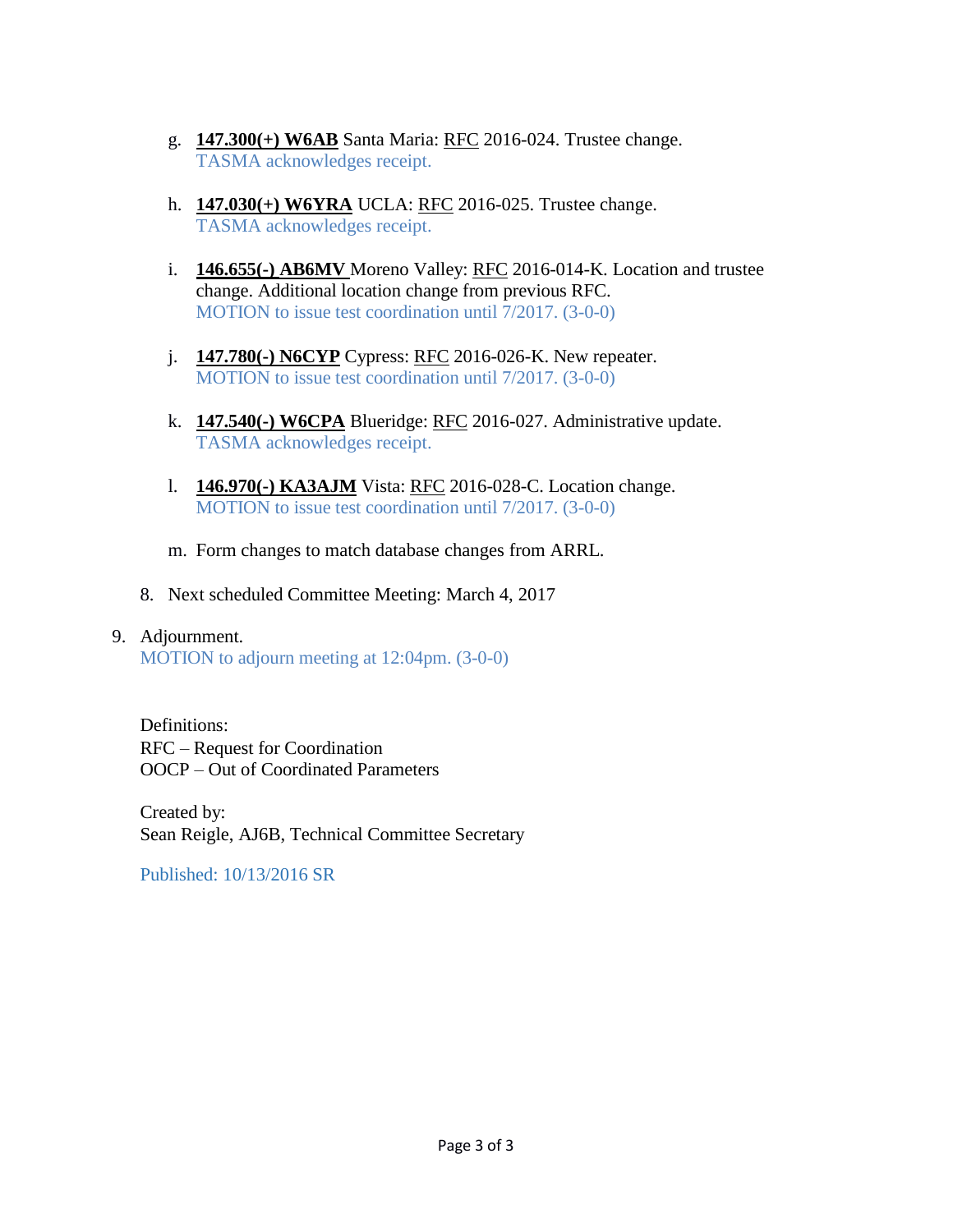g. **147.300(+) W6AB** Santa Maria: RFC 2016-024. Trustee change.
   TASMA acknowledges receipt.

h. **147.030(+) W6YRA** UCLA: RFC 2016-025. Trustee change.
   TASMA acknowledges receipt.

i. **146.655(-) AB6MV** Moreno Valley: RFC 2016-014-K. Location and trustee change. Additional location change from previous RFC.
   MOTION to issue test coordination until 7/2017. (3-0-0)

j. **147.780(-) N6CYP** Cypress: RFC 2016-026-K. New repeater.
   MOTION to issue test coordination until 7/2017. (3-0-0)

k. **147.540(-) W6CPA** Blueridge: RFC 2016-027. Administrative update.
   TASMA acknowledges receipt.

l. **146.970(-) KA3AJM** Vista: RFC 2016-028-C. Location change.
   MOTION to issue test coordination until 7/2017. (3-0-0)

m. Form changes to match database changes from ARRL.

8. Next scheduled Committee Meeting: March 4, 2017

9. Adjournment.
   MOTION to adjourn meeting at 12:04pm. (3-0-0)

Definitions:
RFC – Request for Coordination
OOCP – Out of Coordinated Parameters

Created by:
Sean Reigle, AJ6B, Technical Committee Secretary

Published: 10/13/2016 SR